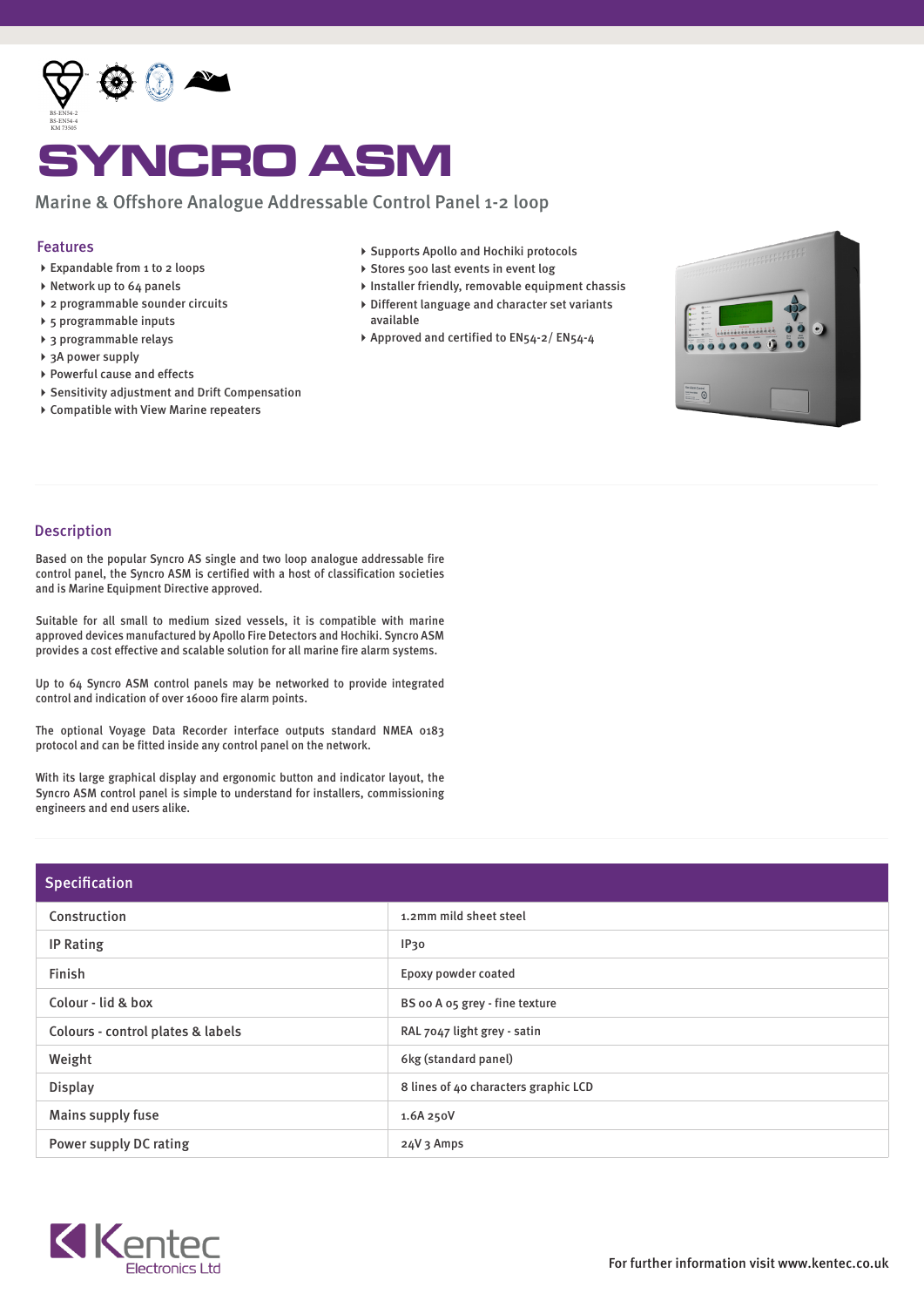BS-EN54-2
BS-EN54-4
KM 73505

# SYNCRO ASM

Marine & Offshore Analogue Addressable Control Panel 1-2 loop

## Features

- Expandable from 1 to 2 loops
- Network up to 64 panels
- 2 programmable sounder circuits
- 5 programmable inputs
- 3 programmable relays
- 3A power supply
- Powerful cause and effects
- Sensitivity adjustment and Drift Compensation
- Compatible with View Marine repeaters
- Supports Apollo and Hochiki protocols
- Stores 500 last events in event log
- Installer friendly, removable equipment chassis
- Different language and character set variants available
- Approved and certified to EN54-2/ EN54-4

## Description

Based on the popular Syncro AS single and two loop analogue addressable fire control panel, the Syncro ASM is certified with a host of classification societies and is Marine Equipment Directive approved.

Suitable for all small to medium sized vessels, it is compatible with marine approved devices manufactured by Apollo Fire Detectors and Hochiki. Syncro ASM provides a cost effective and scalable solution for all marine fire alarm systems.

Up to 64 Syncro ASM control panels may be networked to provide integrated control and indication of over 16000 fire alarm points.

The optional Voyage Data Recorder interface outputs standard NMEA 0183 protocol and can be fitted inside any control panel on the network.

With its large graphical display and ergonomic button and indicator layout, the Syncro ASM control panel is simple to understand for installers, commissioning engineers and end users alike.

## Specification

| | |
|---|---|
| Construction | 1.2mm mild sheet steel |
| IP Rating | IP30 |
| Finish | Epoxy powder coated |
| Colour - lid & box | BS 00 A 05 grey - fine texture |
| Colours - control plates & labels | RAL 7047 light grey - satin |
| Weight | 6kg (standard panel) |
| Display | 8 lines of 40 characters graphic LCD |
| Mains supply fuse | 1.6A 250V |
| Power supply DC rating | 24V 3 Amps |

Kentec Electronics Ltd

For further information visit www.kentec.co.uk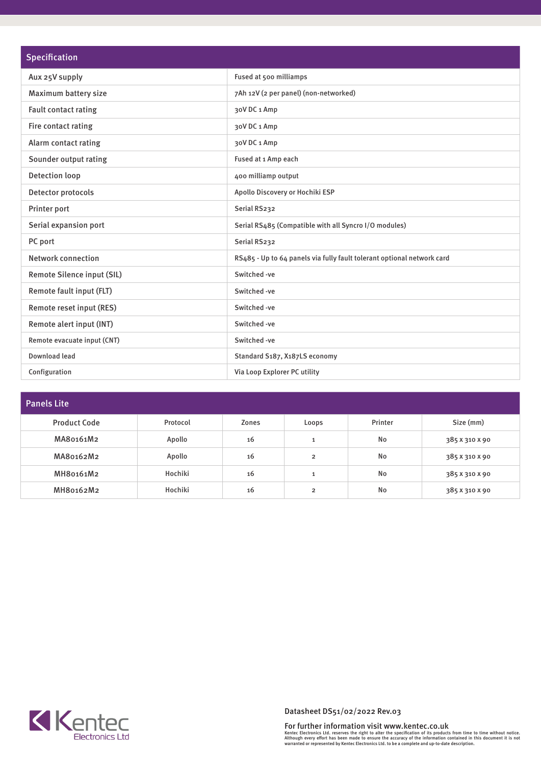## Specification

| | |
|---|---|
| Aux 25V supply | Fused at 500 milliamps |
| Maximum battery size | 7Ah 12V (2 per panel) (non-networked) |
| Fault contact rating | 30V DC 1 Amp |
| Fire contact rating | 30V DC 1 Amp |
| Alarm contact rating | 30V DC 1 Amp |
| Sounder output rating | Fused at 1 Amp each |
| Detection loop | 400 milliamp output |
| Detector protocols | Apollo Discovery or Hochiki ESP |
| Printer port | Serial RS232 |
| Serial expansion port | Serial RS485 (Compatible with all Syncro I/O modules) |
| PC port | Serial RS232 |
| Network connection | RS485 - Up to 64 panels via fully fault tolerant optional network card |
| Remote Silence input (SIL) | Switched -ve |
| Remote fault input (FLT) | Switched -ve |
| Remote reset input (RES) | Switched -ve |
| Remote alert input (INT) | Switched -ve |
| Remote evacuate input (CNT) | Switched -ve |
| Download lead | Standard S187, X187LS economy |
| Configuration | Via Loop Explorer PC utility |

## Panels Lite

| Product Code | Protocol | Zones | Loops | Printer | Size (mm) |
|---|---|---|---|---|---|
| MA80161M2 | Apollo | 16 | 1 | No | 385 x 310 x 90 |
| MA80162M2 | Apollo | 16 | 2 | No | 385 x 310 x 90 |
| MH80161M2 | Hochiki | 16 | 1 | No | 385 x 310 x 90 |
| MH80162M2 | Hochiki | 16 | 2 | No | 385 x 310 x 90 |

Kentec Electronics Ltd

Datasheet DS51/02/2022 Rev.03

For further information visit www.kentec.co.uk

Kentec Electronics Ltd. reserves the right to alter the specification of its products from time to time without notice. Although every effort has been made to ensure the accuracy of the information contained in this document it is not warranted or represented by Kentec Electronics Ltd. to be a complete and up-to-date description.